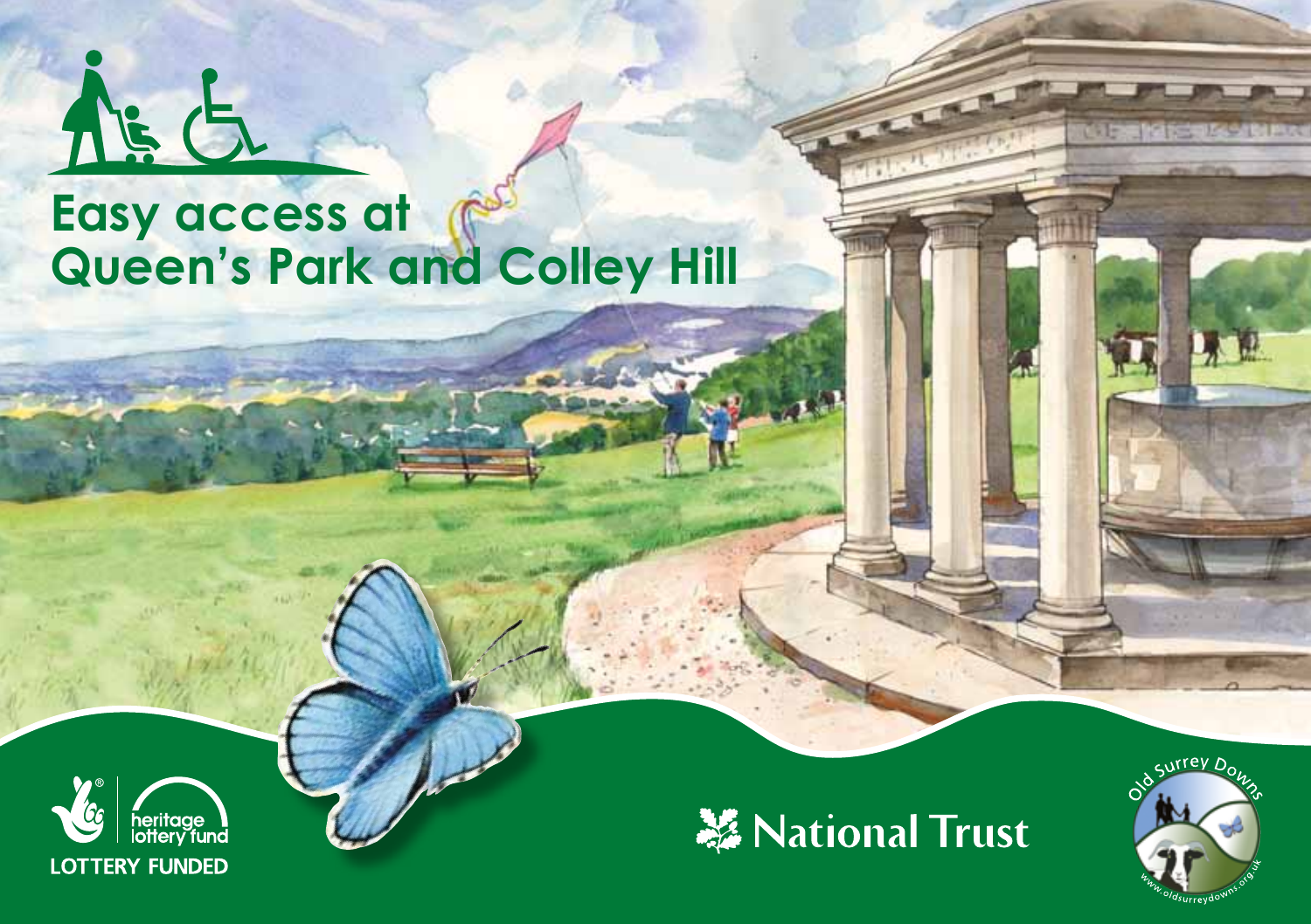# Easy access at Queen's Park and Colley Hill

heritage lottery fund

LOTTERY FUNDED

National Trust

Old Surrey Downs

www.oldsurreydowns.org.uk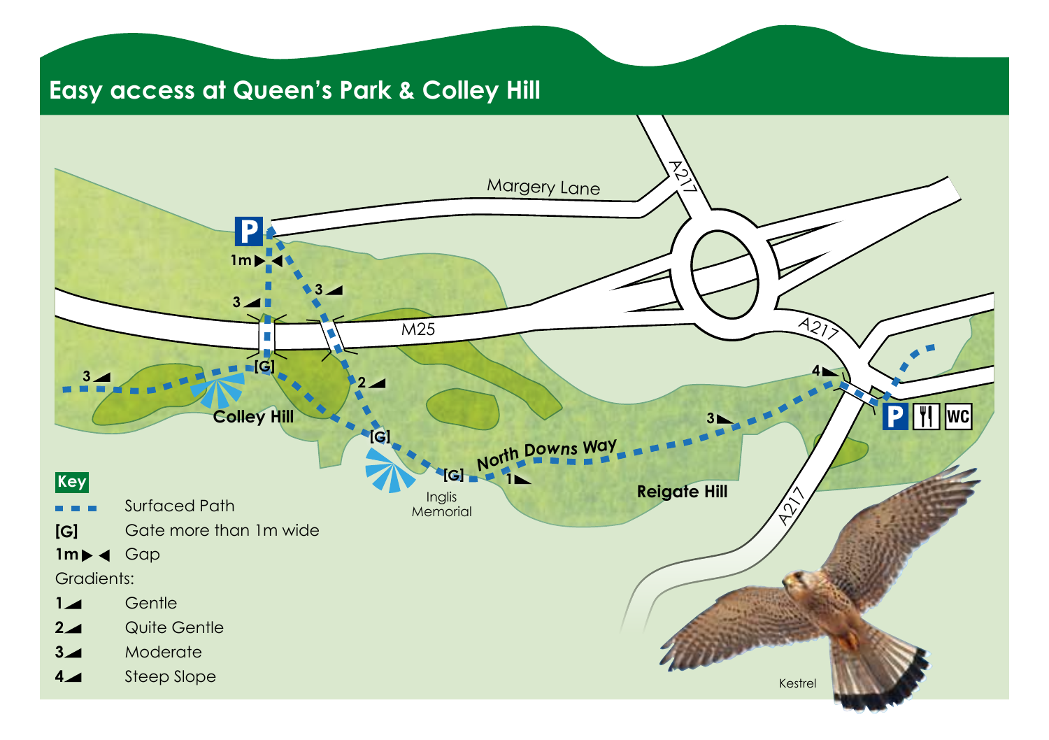# Easy access at Queen's Park & Colley Hill

Margery Lane

A217

M25

Colley Hill

Inglis Memorial

North Downs Way

Reigate Hill

Kestrel

**Key**

| | |
|---|---|
| ▪ ▪ ▪ | Surfaced Path |
| [G] | Gate more than 1m wide |
| 1m ▶ ◀ | Gap |

Gradients:

| | |
|---|---|
| 1 | Gentle |
| 2 | Quite Gentle |
| 3 | Moderate |
| 4 | Steep Slope |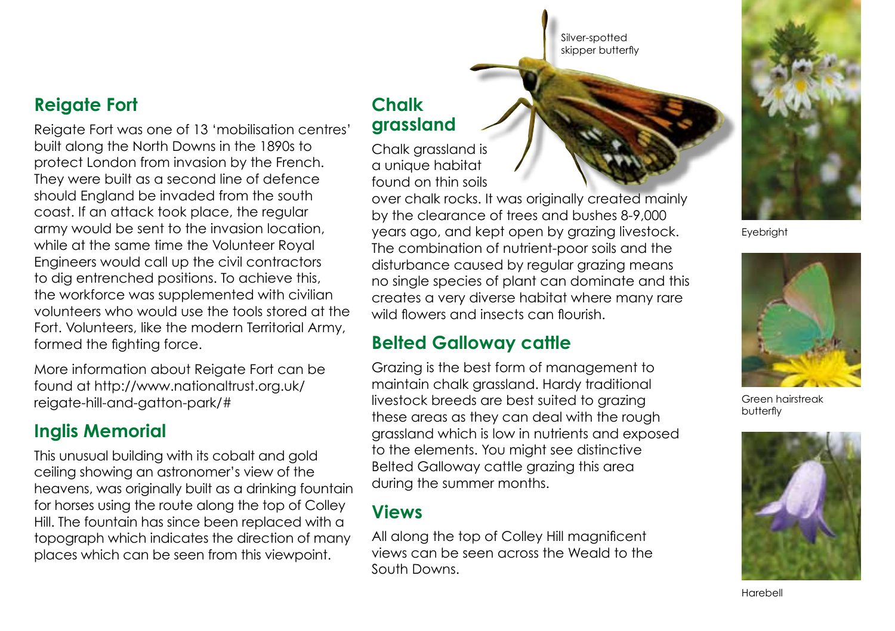## Reigate Fort

Reigate Fort was one of 13 'mobilisation centres' built along the North Downs in the 1890s to protect London from invasion by the French. They were built as a second line of defence should England be invaded from the south coast. If an attack took place, the regular army would be sent to the invasion location, while at the same time the Volunteer Royal Engineers would call up the civil contractors to dig entrenched positions. To achieve this, the workforce was supplemented with civilian volunteers who would use the tools stored at the Fort. Volunteers, like the modern Territorial Army, formed the fighting force.

More information about Reigate Fort can be found at http://www.nationaltrust.org.uk/reigate-hill-and-gatton-park/#

## Inglis Memorial

This unusual building with its cobalt and gold ceiling showing an astronomer's view of the heavens, was originally built as a drinking fountain for horses using the route along the top of Colley Hill. The fountain has since been replaced with a topograph which indicates the direction of many places which can be seen from this viewpoint.

## Chalk grassland

Chalk grassland is a unique habitat found on thin soils over chalk rocks. It was originally created mainly by the clearance of trees and bushes 8-9,000 years ago, and kept open by grazing livestock. The combination of nutrient-poor soils and the disturbance caused by regular grazing means no single species of plant can dominate and this creates a very diverse habitat where many rare wild flowers and insects can flourish.

Silver-spotted skipper butterfly

## Belted Galloway cattle

Grazing is the best form of management to maintain chalk grassland. Hardy traditional livestock breeds are best suited to grazing these areas as they can deal with the rough grassland which is low in nutrients and exposed to the elements. You might see distinctive Belted Galloway cattle grazing this area during the summer months.

## Views

All along the top of Colley Hill magnificent views can be seen across the Weald to the South Downs.

Eyebright

Green hairstreak butterfly

Harebell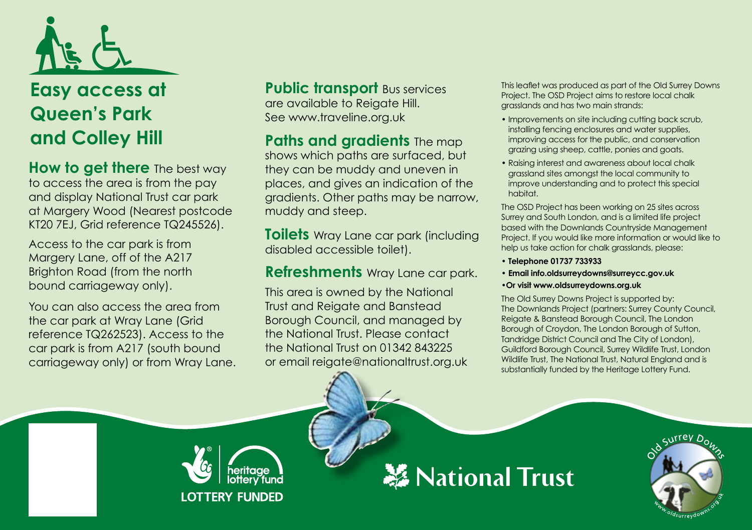# Easy access at Queen's Park and Colley Hill

**How to get there** The best way to access the area is from the pay and display National Trust car park at Margery Wood (Nearest postcode KT20 7EJ, Grid reference TQ245526).

Access to the car park is from Margery Lane, off of the A217 Brighton Road (from the north bound carriageway only).

You can also access the area from the car park at Wray Lane (Grid reference TQ262523). Access to the car park is from A217 (south bound carriageway only) or from Wray Lane.

**Public transport** Bus services are available to Reigate Hill. See www.traveline.org.uk

**Paths and gradients** The map shows which paths are surfaced, but they can be muddy and uneven in places, and gives an indication of the gradients. Other paths may be narrow, muddy and steep.

**Toilets** Wray Lane car park (including disabled accessible toilet).

**Refreshments** Wray Lane car park.

This area is owned by the National Trust and Reigate and Banstead Borough Council, and managed by the National Trust. Please contact the National Trust on 01342 843225 or email reigate@nationaltrust.org.uk

This leaflet was produced as part of the Old Surrey Downs Project. The OSD Project aims to restore local chalk grasslands and has two main strands:

- Improvements on site including cutting back scrub, installing fencing enclosures and water supplies, improving access for the public, and conservation grazing using sheep, cattle, ponies and goats.
- Raising interest and awareness about local chalk grassland sites amongst the local community to improve understanding and to protect this special habitat.

The OSD Project has been working on 25 sites across Surrey and South London, and is a limited life project based with the Downlands Countryside Management Project. If you would like more information or would like to help us take action for chalk grasslands, please:

- **Telephone 01737 733933**
- **Email info.oldsurreydowns@surreycc.gov.uk**
- **Or visit www.oldsurreydowns.org.uk**

The Old Surrey Downs Project is supported by: The Downlands Project (partners: Surrey County Council, Reigate & Banstead Borough Council, The London Borough of Croydon, The London Borough of Sutton, Tandridge District Council and The City of London), Guildford Borough Council, Surrey Wildlife Trust, London Wildlife Trust, The National Trust, Natural England and is substantially funded by the Heritage Lottery Fund.

heritage lottery fund
LOTTERY FUNDED

National Trust

Old Surrey Downs
www.oldsurreydowns.org.uk